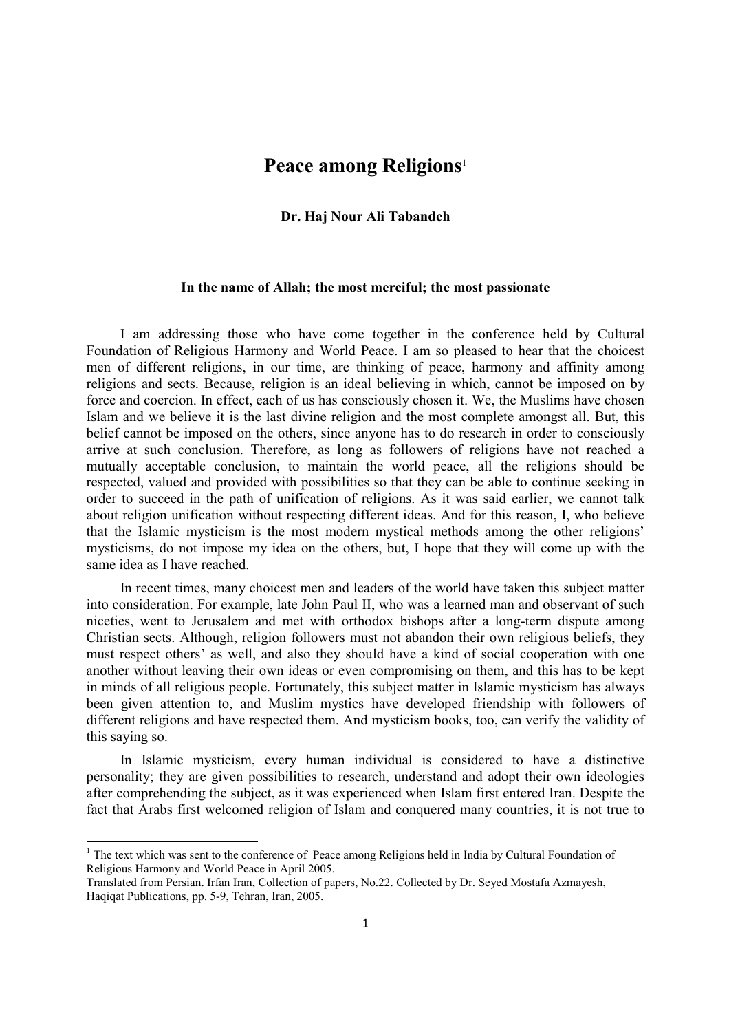# Peace among Religions[1]

**Dr. Haj Nour Ali Tabandeh**

**In the name of Allah; the most merciful; the most passionate**

I am addressing those who have come together in the conference held by Cultural Foundation of Religious Harmony and World Peace. I am so pleased to hear that the choicest men of different religions, in our time, are thinking of peace, harmony and affinity among religions and sects. Because, religion is an ideal believing in which, cannot be imposed on by force and coercion. In effect, each of us has consciously chosen it. We, the Muslims have chosen Islam and we believe it is the last divine religion and the most complete amongst all. But, this belief cannot be imposed on the others, since anyone has to do research in order to consciously arrive at such conclusion. Therefore, as long as followers of religions have not reached a mutually acceptable conclusion, to maintain the world peace, all the religions should be respected, valued and provided with possibilities so that they can be able to continue seeking in order to succeed in the path of unification of religions. As it was said earlier, we cannot talk about religion unification without respecting different ideas. And for this reason, I, who believe that the Islamic mysticism is the most modern mystical methods among the other religions' mysticisms, do not impose my idea on the others, but, I hope that they will come up with the same idea as I have reached.

In recent times, many choicest men and leaders of the world have taken this subject matter into consideration. For example, late John Paul II, who was a learned man and observant of such niceties, went to Jerusalem and met with orthodox bishops after a long-term dispute among Christian sects. Although, religion followers must not abandon their own religious beliefs, they must respect others' as well, and also they should have a kind of social cooperation with one another without leaving their own ideas or even compromising on them, and this has to be kept in minds of all religious people. Fortunately, this subject matter in Islamic mysticism has always been given attention to, and Muslim mystics have developed friendship with followers of different religions and have respected them. And mysticism books, too, can verify the validity of this saying so.

In Islamic mysticism, every human individual is considered to have a distinctive personality; they are given possibilities to research, understand and adopt their own ideologies after comprehending the subject, as it was experienced when Islam first entered Iran. Despite the fact that Arabs first welcomed religion of Islam and conquered many countries, it is not true to

---

[1] The text which was sent to the conference of Peace among Religions held in India by Cultural Foundation of Religious Harmony and World Peace in April 2005.

Translated from Persian. Irfan Iran, Collection of papers, No.22. Collected by Dr. Seyed Mostafa Azmayesh, Haqiqat Publications, pp. 5-9, Tehran, Iran, 2005.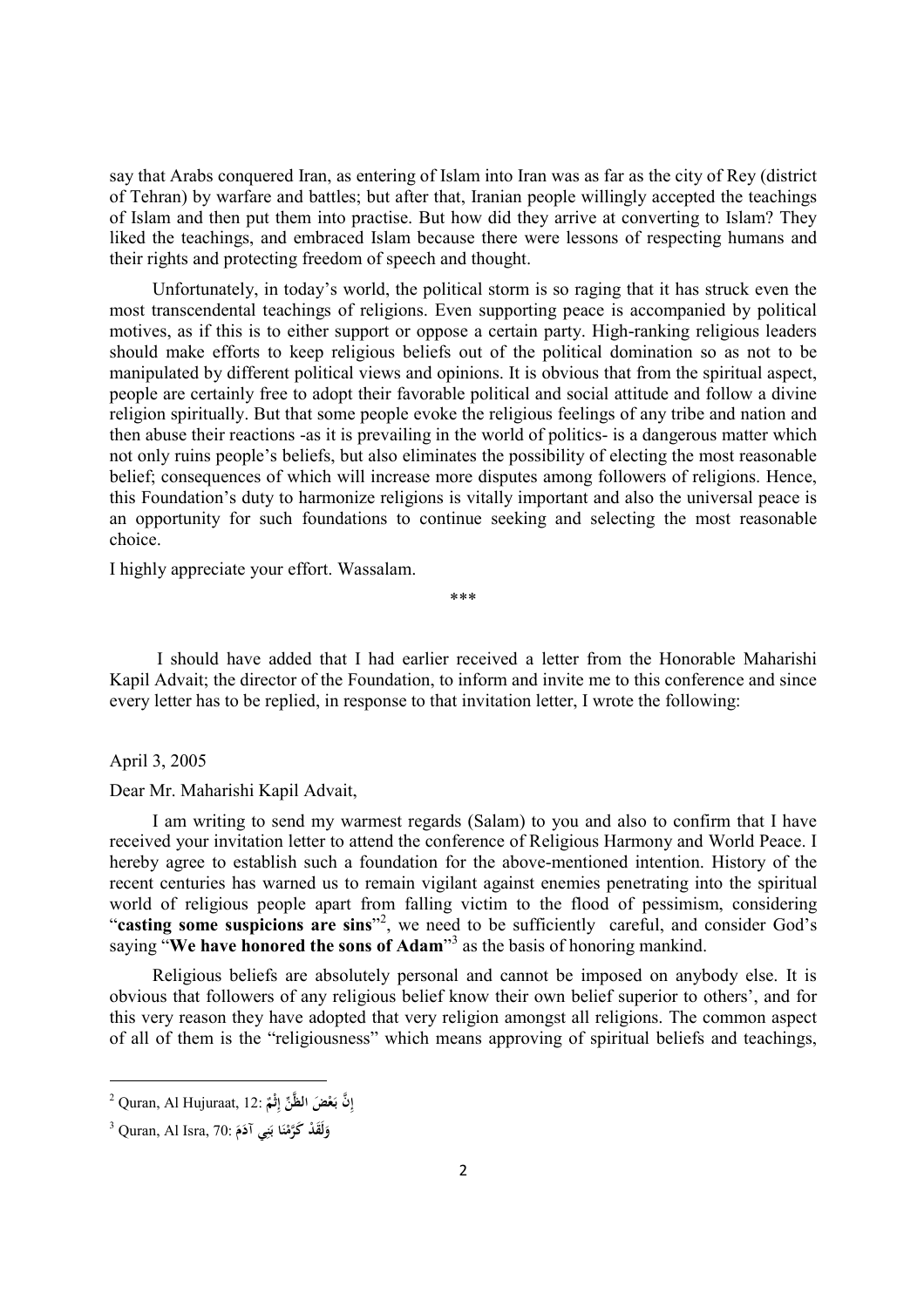say that Arabs conquered Iran, as entering of Islam into Iran was as far as the city of Rey (district of Tehran) by warfare and battles; but after that, Iranian people willingly accepted the teachings of Islam and then put them into practise. But how did they arrive at converting to Islam? They liked the teachings, and embraced Islam because there were lessons of respecting humans and their rights and protecting freedom of speech and thought.

Unfortunately, in today's world, the political storm is so raging that it has struck even the most transcendental teachings of religions. Even supporting peace is accompanied by political motives, as if this is to either support or oppose a certain party. High-ranking religious leaders should make efforts to keep religious beliefs out of the political domination so as not to be manipulated by different political views and opinions. It is obvious that from the spiritual aspect, people are certainly free to adopt their favorable political and social attitude and follow a divine religion spiritually. But that some people evoke the religious feelings of any tribe and nation and then abuse their reactions -as it is prevailing in the world of politics- is a dangerous matter which not only ruins people's beliefs, but also eliminates the possibility of electing the most reasonable belief; consequences of which will increase more disputes among followers of religions. Hence, this Foundation's duty to harmonize religions is vitally important and also the universal peace is an opportunity for such foundations to continue seeking and selecting the most reasonable choice.

I highly appreciate your effort. Wassalam.

\*\*\*

I should have added that I had earlier received a letter from the Honorable Maharishi Kapil Advait; the director of the Foundation, to inform and invite me to this conference and since every letter has to be replied, in response to that invitation letter, I wrote the following:

April 3, 2005

Dear Mr. Maharishi Kapil Advait,

I am writing to send my warmest regards (Salam) to you and also to confirm that I have received your invitation letter to attend the conference of Religious Harmony and World Peace. I hereby agree to establish such a foundation for the above-mentioned intention. History of the recent centuries has warned us to remain vigilant against enemies penetrating into the spiritual world of religious people apart from falling victim to the flood of pessimism, considering "**casting some suspicions are sins**"[2], we need to be sufficiently careful, and consider God's saying "**We have honored the sons of Adam**"[3] as the basis of honoring mankind.

Religious beliefs are absolutely personal and cannot be imposed on anybody else. It is obvious that followers of any religious belief know their own belief superior to others', and for this very reason they have adopted that very religion amongst all religions. The common aspect of all of them is the "religiousness" which means approving of spiritual beliefs and teachings,

---

[2] Quran, Al Hujuraat, 12: إِنَّ بَعْضَ الظَّنِّ إِثْمٌ

[3] Quran, Al Isra, 70: وَلَقَدْ كَرَّمْنَا بَنِي آدَمَ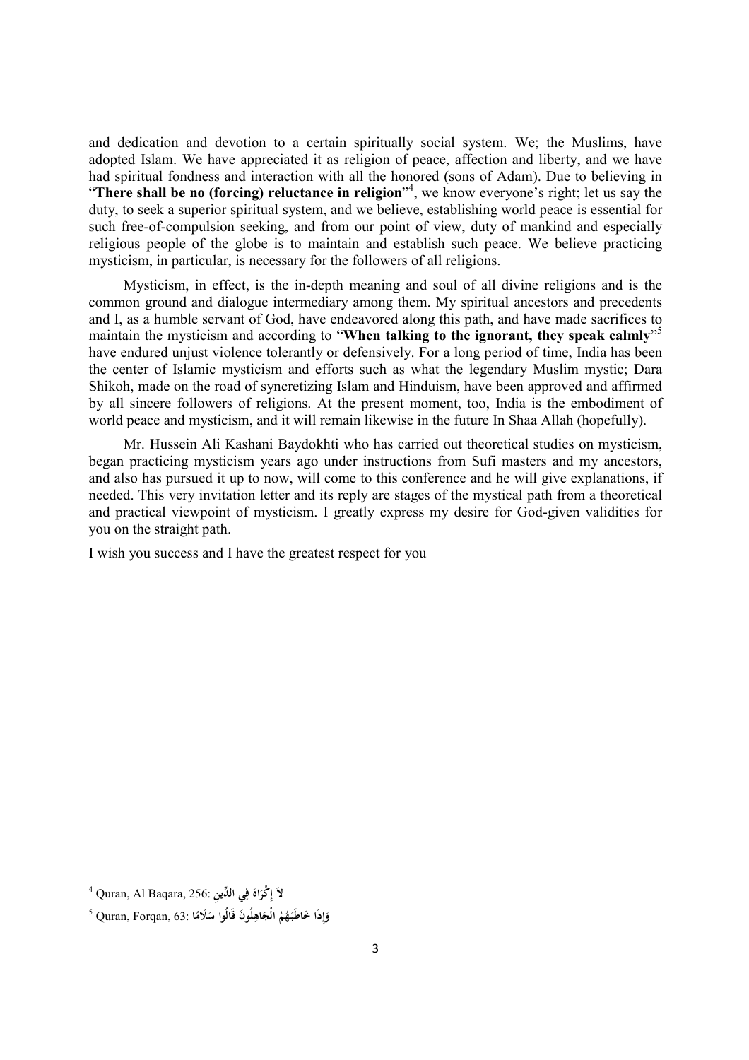and dedication and devotion to a certain spiritually social system. We; the Muslims, have adopted Islam. We have appreciated it as religion of peace, affection and liberty, and we have had spiritual fondness and interaction with all the honored (sons of Adam). Due to believing in "**There shall be no (forcing) reluctance in religion**"[4], we know everyone's right; let us say the duty, to seek a superior spiritual system, and we believe, establishing world peace is essential for such free-of-compulsion seeking, and from our point of view, duty of mankind and especially religious people of the globe is to maintain and establish such peace. We believe practicing mysticism, in particular, is necessary for the followers of all religions.

Mysticism, in effect, is the in-depth meaning and soul of all divine religions and is the common ground and dialogue intermediary among them. My spiritual ancestors and precedents and I, as a humble servant of God, have endeavored along this path, and have made sacrifices to maintain the mysticism and according to "**When talking to the ignorant, they speak calmly**"[5] have endured unjust violence tolerantly or defensively. For a long period of time, India has been the center of Islamic mysticism and efforts such as what the legendary Muslim mystic; Dara Shikoh, made on the road of syncretizing Islam and Hinduism, have been approved and affirmed by all sincere followers of religions. At the present moment, too, India is the embodiment of world peace and mysticism, and it will remain likewise in the future In Shaa Allah (hopefully).

Mr. Hussein Ali Kashani Baydokhti who has carried out theoretical studies on mysticism, began practicing mysticism years ago under instructions from Sufi masters and my ancestors, and also has pursued it up to now, will come to this conference and he will give explanations, if needed. This very invitation letter and its reply are stages of the mystical path from a theoretical and practical viewpoint of mysticism. I greatly express my desire for God-given validities for you on the straight path.

I wish you success and I have the greatest respect for you

---

[4] Quran, Al Baqara, 256: لاَ إِكْرَاهَ فِي الدِّينِ

[5] Quran, Forqan, 63: وَإِذَا خَاطَبَهُمُ الْجَاهِلُونَ قَالُوا سَلَامًا